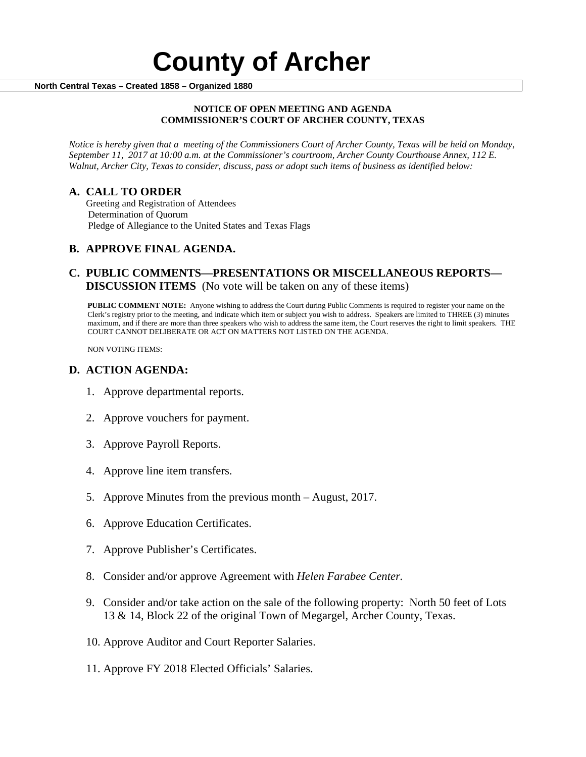# County of Archer

**North Central Texas – Created 1858 – Organized 1880**

**NOTICE OF OPEN MEETING AND AGENDA**
**COMMISSIONER'S COURT OF ARCHER COUNTY, TEXAS**

*Notice is hereby given that a meeting of the Commissioners Court of Archer County, Texas will be held on Monday, September 11, 2017 at 10:00 a.m. at the Commissioner's courtroom, Archer County Courthouse Annex, 112 E. Walnut, Archer City, Texas to consider, discuss, pass or adopt such items of business as identified below:*

## A. CALL TO ORDER

Greeting and Registration of Attendees
Determination of Quorum
Pledge of Allegiance to the United States and Texas Flags

## B. APPROVE FINAL AGENDA.

## C. PUBLIC COMMENTS—PRESENTATIONS OR MISCELLANEOUS REPORTS—DISCUSSION ITEMS (No vote will be taken on any of these items)

**PUBLIC COMMENT NOTE:** Anyone wishing to address the Court during Public Comments is required to register your name on the Clerk's registry prior to the meeting, and indicate which item or subject you wish to address. Speakers are limited to THREE (3) minutes maximum, and if there are more than three speakers who wish to address the same item, the Court reserves the right to limit speakers. THE COURT CANNOT DELIBERATE OR ACT ON MATTERS NOT LISTED ON THE AGENDA.

NON VOTING ITEMS:

## D. ACTION AGENDA:

1. Approve departmental reports.
2. Approve vouchers for payment.
3. Approve Payroll Reports.
4. Approve line item transfers.
5. Approve Minutes from the previous month – August, 2017.
6. Approve Education Certificates.
7. Approve Publisher's Certificates.
8. Consider and/or approve Agreement with *Helen Farabee Center.*
9. Consider and/or take action on the sale of the following property: North 50 feet of Lots 13 & 14, Block 22 of the original Town of Megargel, Archer County, Texas.
10. Approve Auditor and Court Reporter Salaries.
11. Approve FY 2018 Elected Officials' Salaries.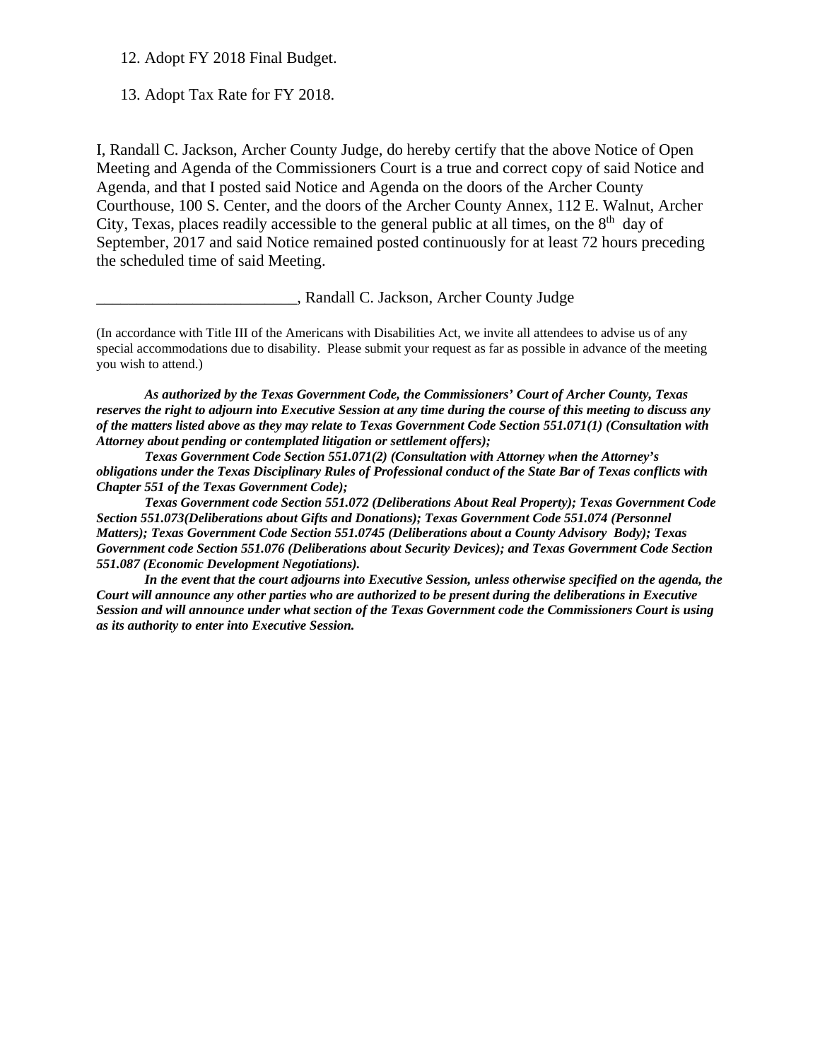12. Adopt FY 2018 Final Budget.

13. Adopt Tax Rate for FY 2018.

I, Randall C. Jackson, Archer County Judge, do hereby certify that the above Notice of Open Meeting and Agenda of the Commissioners Court is a true and correct copy of said Notice and Agenda, and that I posted said Notice and Agenda on the doors of the Archer County Courthouse, 100 S. Center, and the doors of the Archer County Annex, 112 E. Walnut, Archer City, Texas, places readily accessible to the general public at all times, on the 8th day of September, 2017 and said Notice remained posted continuously for at least 72 hours preceding the scheduled time of said Meeting.

_________________________, Randall C. Jackson, Archer County Judge

(In accordance with Title III of the Americans with Disabilities Act, we invite all attendees to advise us of any special accommodations due to disability. Please submit your request as far as possible in advance of the meeting you wish to attend.)

***As authorized by the Texas Government Code, the Commissioners' Court of Archer County, Texas reserves the right to adjourn into Executive Session at any time during the course of this meeting to discuss any of the matters listed above as they may relate to Texas Government Code Section 551.071(1) (Consultation with Attorney about pending or contemplated litigation or settlement offers);***

***Texas Government Code Section 551.071(2) (Consultation with Attorney when the Attorney's obligations under the Texas Disciplinary Rules of Professional conduct of the State Bar of Texas conflicts with Chapter 551 of the Texas Government Code);***

***Texas Government code Section 551.072 (Deliberations About Real Property); Texas Government Code Section 551.073(Deliberations about Gifts and Donations); Texas Government Code 551.074 (Personnel Matters); Texas Government Code Section 551.0745 (Deliberations about a County Advisory Body); Texas Government code Section 551.076 (Deliberations about Security Devices); and Texas Government Code Section 551.087 (Economic Development Negotiations).***

***In the event that the court adjourns into Executive Session, unless otherwise specified on the agenda, the Court will announce any other parties who are authorized to be present during the deliberations in Executive Session and will announce under what section of the Texas Government code the Commissioners Court is using as its authority to enter into Executive Session.***